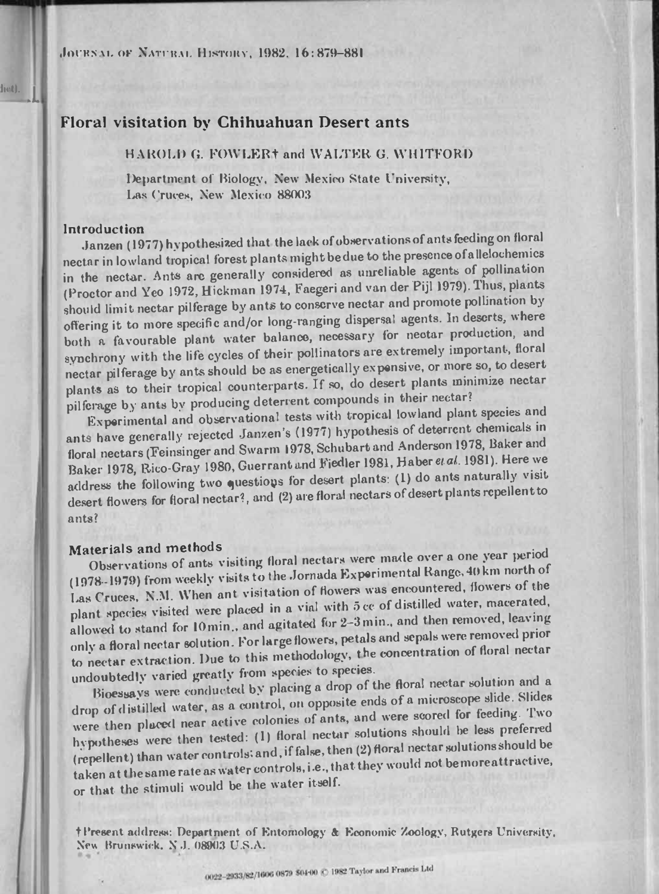# Floral visitation by Chihuahuan Desert ants

HAROLD G. FOWLER† and WALTER G. WHITFORD

Department of Biology, New Mexico State University, Las Cruces, New Mexico 88003

## Introduction

Janzen (1977) hypothesized that the lack of observations of ants feeding on floral nectar in lowland tropical forest plants might be due to the presence of allelochemics in the nectar. Ants are generally considered as unreliable agents of pollination (Proctor and Yeo 1972, Hickman 1974, Faegeri and van der Pijl 1979). Thus, plants should limit nectar pilferage by ants to conserve nectar and promote pollination by offering it to more specific and/or long-ranging dispersal agents. In deserts, where both a favourable plant water balance, necessary for nectar production, and synchrony with the life cycles of their pollinators are extremely important, floral nectar pilferage by ants should be as energetically expensive, or more so, to desert plants as to their tropical counterparts. If so, do desert plants minimize nectar pilferage by ants by producing deterrent compounds in their nectar?

Experimental and observational tests with tropical lowland plant species and ants have generally rejected Janzen's (1977) hypothesis of deterrent chemicals in floral nectars (Feinsinger and Swarm 1978, Schubart and Anderson 1978, Baker and Baker 1978, Rico-Gray 1980, Guerrant and Fiedler 1981, Haber *et al.* 1981). Here we address the following two questions for desert plants: (1) do ants naturally visit desert flowers for floral nectar?, and (2) are floral nectars of desert plants repellent to ants?

## Materials and methods

Observations of ants visiting floral nectars were made over a one year period (1978–1979) from weekly visits to the Jornada Experimental Range, 40 km north of Las Cruces, N.M. When ant visitation of flowers was encountered, flowers of the plant species visited were placed in a vial with 5 cc of distilled water, macerated, allowed to stand for 10 min., and agitated for 2–3 min., and then removed, leaving only a floral nectar solution. For large flowers, petals and sepals were removed prior to nectar extraction. Due to this methodology, the concentration of floral nectar undoubtedly varied greatly from species to species.

Bioessays were conducted by placing a drop of the floral nectar solution and a drop of distilled water, as a control, on opposite ends of a microscope slide. Slides were then placed near active colonies of ants, and were scored for feeding. Two hypotheses were then tested: (1) floral nectar solutions should be less preferred (repellent) than water controls; and, if false, then (2) floral nectar solutions should be taken at the same rate as water controls, i.e., that they would not be more attractive, or that the stimuli would be the water itself.

†Present address: Department of Entomology & Economic Zoology, Rutgers University, New Brunswick, N.J. 08903 U.S.A.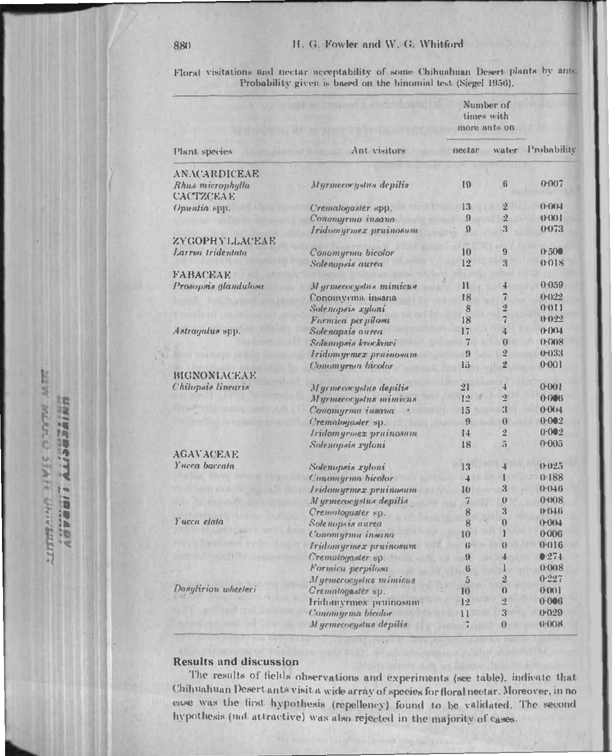Floral visitations and nectar acceptability of some Chihuahuan Desert plants by ants. Probability given is based on the binomial test (Siegel 1956).

| Plant species | Ant visitors | Number of times with more ants on nectar | water | Probability |
|---|---|---|---|---|
| ANACARDICEAE | | | | |
| *Rhus microphylla* | *Myrmecocystus depilis* | 19 | 6 | 0·007 |
| CACTZCEAE | | | | |
| *Opuntia* spp. | *Crematogaster* spp. | 13 | 2 | 0·004 |
| | *Conomyrma insana* | 9 | 2 | 0·001 |
| | *Iridomyrmex pruinosum* | 9 | 3 | 0·073 |
| ZYGOPHYLLACEAE | | | | |
| *Larrea tridentata* | *Conomyrma bicolor* | 10 | 9 | 0·500 |
| | *Solenopsis aurea* | 12 | 3 | 0·018 |
| FABACEAE | | | | |
| *Prosopsis glandulosa* | *Myrmecocystus mimicus* | 11 | 4 | 0·059 |
| | Conomyrma insana | 18 | 7 | 0·022 |
| | *Solenopsis xyloni* | 8 | 2 | 0·011 |
| | *Formica perpilosa* | 18 | 7 | 0·022 |
| *Astragalus* spp. | *Solenopsis aurea* | 17 | 4 | 0·004 |
| | *Solenopsis krockowi* | 7 | 0 | 0·008 |
| | *Iridomyrmex pruinosum* | 9 | 2 | 0·033 |
| | *Conomyrma bicolor* | 15 | 2 | 0·001 |
| BIGNONIACEAE | | | | |
| *Chilopsis linearis* | *Myrmecocystus depilis* | 21 | 4 | 0·001 |
| | *Myrmecocystus mimicus* | 12 | 2 | 0·006 |
| | *Conomyrma insana* | 15 | 3 | 0·004 |
| | *Crematogaster* sp. | 9 | 0 | 0·002 |
| | *Iridomyrmex pruinosum* | 14 | 2 | 0·002 |
| | *Solenopsis xyloni* | 18 | 5 | 0·005 |
| AGAVACEAE | | | | |
| *Yucca baccata* | *Solenopsis xyloni* | 13 | 4 | 0·025 |
| | *Conomyrma bicolor* | 4 | 1 | 0·188 |
| | *Iridomyrmex pruinosum* | 10 | 3 | 0·046 |
| | *Myrmecocystus depilis* | 7 | 0 | 0·008 |
| | *Crematogaster* sp. | 8 | 3 | 0·046 |
| *Yucca elata* | *Solenopsis aurea* | 8 | 0 | 0·004 |
| | *Conomyrma insana* | 10 | 1 | 0·006 |
| | *Iridomyrmex pruinosum* | 6 | 0 | 0·016 |
| | *Crematogaster* sp. | 9 | 4 | 0·274 |
| | *Formica perpilosa* | 6 | 1 | 0·008 |
| | *Myrmecocystus mimicus* | 5 | 2 | 0·227 |
| *Dasylirion wheeleri* | *Crematogaster* sp. | 10 | 0 | 0·001 |
| | Iridomyrmex pruinosum | 12 | 2 | 0·006 |
| | *Conomyrma bicolor* | 11 | 3 | 0·029 |
| | *Myrmecocystus depilis* | 7 | 0 | 0·008 |

## Results and discussion

The results of fields observations and experiments (see table), indicate that Chihuahuan Desert ants visit a wide array of species for floral nectar. Moreover, in no case was the first hypothesis (repellency) found to be validated. The second hypothesis (not attractive) was also rejected in the majority of cases.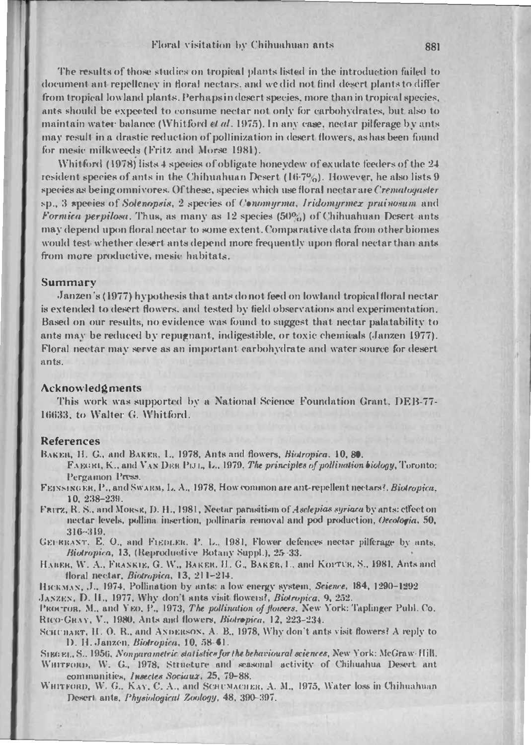The results of those studies on tropical plants listed in the introduction failed to document ant repellency in floral nectars, and we did not find desert plants to differ from tropical lowland plants. Perhaps in desert species, more than in tropical species, ants should be expected to consume nectar not only for carbohydrates, but also to maintain water balance (Whitford *et al.* 1975). In any case, nectar pilferage by ants may result in a drastic reduction of pollinization in desert flowers, as has been found for mesic milkweeds (Fritz and Morse 1981).

Whitford (1978) lists 4 species of obligate honeydew of exudate feeders of the 24 resident species of ants in the Chihuahuan Desert (16·7%). However, he also lists 9 species as being omnivores. Of these, species which use floral nectar are *Crematogaster* sp., 3 species of *Solenopsis*, 2 species of *Conomyrma*, *Iridomyrmex pruinosum* and *Formica perpilosa*. Thus, as many as 12 species (50%) of Chihuahuan Desert ants may depend upon floral nectar to some extent. Comparative data from other biomes would test whether desert ants depend more frequently upon floral nectar than ants from more productive, mesic habitats.

## Summary

Janzen's (1977) hypothesis that ants do not feed on lowland tropical floral nectar is extended to desert flowers, and tested by field observations and experimentation. Based on our results, no evidence was found to suggest that nectar palatability to ants may be reduced by repugnant, indigestible, or toxic chemicals (Janzen 1977). Floral nectar may serve as an important carbohydrate and water source for desert ants.

## Acknowledgments

This work was supported by a National Science Foundation Grant, DEB-77-16633, to Walter G. Whitford.

## References

Baker, H. G., and Baker, I., 1978, Ants and flowers, *Biotropica*, 10, 80.

Faegri, K., and Van Der Pijl, L., 1979, *The principles of pollination biology*, Toronto: Pergamon Press.

Feinsinger, P., and Swarm, L. A., 1978, How common are ant-repellent nectars?, *Biotropica*, 10, 238–239.

Fritz, R. S., and Morse, D. H., 1981, Nectar parasitism of *Asclepias syriaca* by ants: effect on nectar levels, pollina insertion, pollinaria removal and pod production, *Oecologia*, 50, 316–319.

Guerrant, E. O., and Fiedler, P. L., 1981, Flower defences nectar pilferage by ants, *Biotropica*, 13, (Reproductive Botany Suppl.), 25–33.

Haber, W. A., Frankie, G. W., Baker, H. G., Baker, I., and Koptur, S., 1981, Ants and floral nectar, *Biotropica*, 13, 211–214.

Hickman, J., 1974, Pollination by ants: a low energy system, *Science*, 184, 1290–1292

Janzen, D. H., 1977, Why don't ants visit flowers?, *Biotropica*, 9, 252.

Proctor, M., and Yeo, P., 1973, *The pollination of flowers*. New York: Taplinger Publ. Co.

Rico-Gray, V., 1980, Ants and flowers, *Biotropica*, 12, 223–234.

Schubart, H. O. R., and Anderson, A. B., 1978, Why don't ants visit flowers? A reply to D. H. Janzen, *Biotropica*, 10, 58–61.

Siegel, S., 1956, *Nonparametric statistics for the behavioural sciences*, New York: McGraw-Hill.

Whitford, W. G., 1978, Structure and seasonal activity of Chihuahua Desert ant communities, *Insectes Sociaux*, 25, 79–88.

Whitford, W. G., Kay, C. A., and Schumacher, A. M., 1975, Water loss in Chihuahuan Desert ants, *Physiological Zoology*, 48, 390–397.